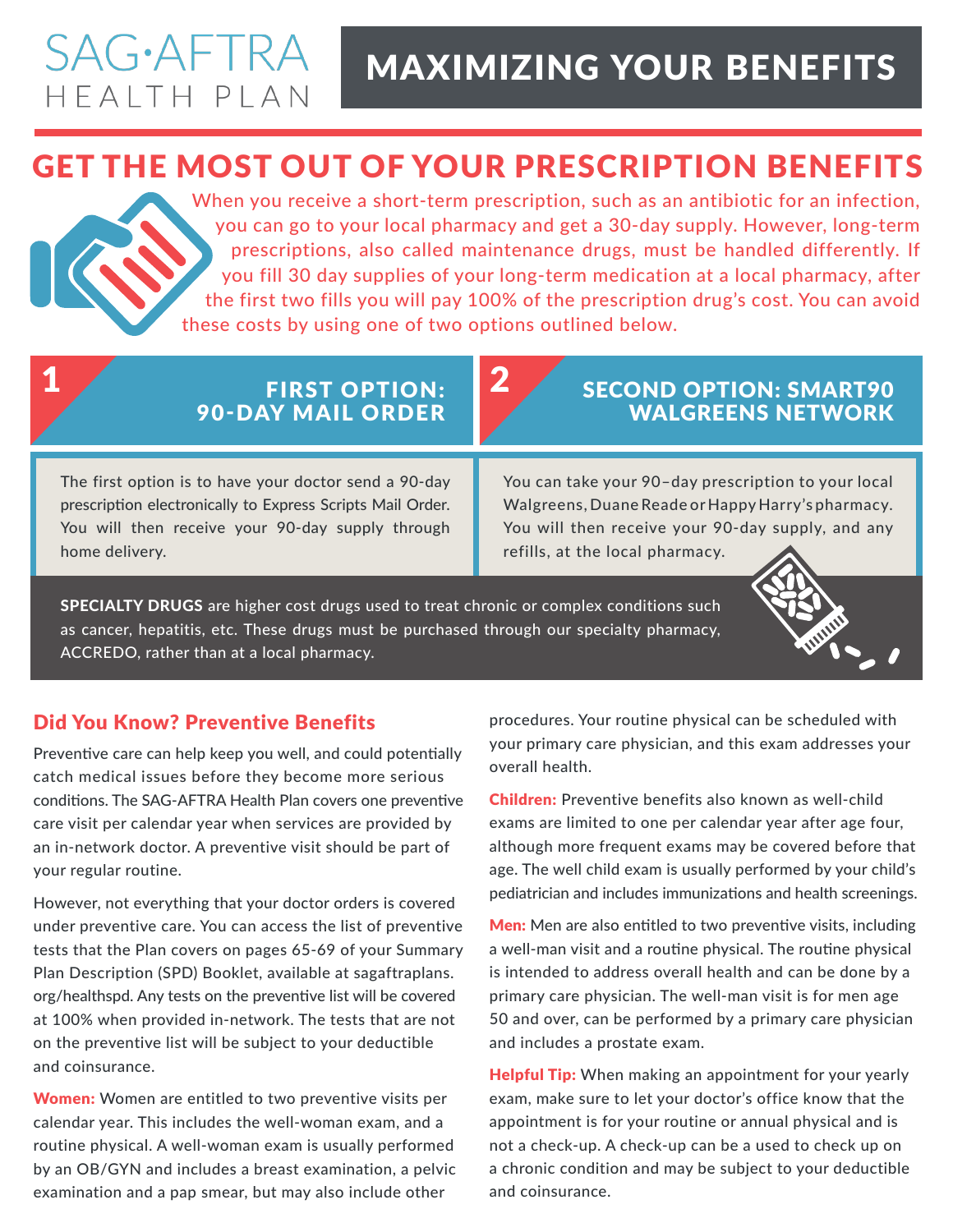SAG·AFTRA HEALTH PLAN

# MAXIMIZING YOUR BENEFITS

## GET THE MOST OUT OF YOUR PRESCRIPTION BENEFITS

When you receive a short-term prescription, such as an antibiotic for an infection, you can go to your local pharmacy and get a 30-day supply. However, long-term prescriptions, also called maintenance drugs, must be handled differently. If you fill 30 day supplies of your long-term medication at a local pharmacy, after the first two fills you will pay 100% of the prescription drug's cost. You can avoid these costs by using one of two options outlined below.

### 1 FIRST OPTION: 90-DAY MAIL ORDER

The first option is to have your doctor send a 90-day prescription electronically to Express Scripts Mail Order. You will then receive your 90-day supply through home delivery.

### 2 SECOND OPTION: SMART90 WALGREENS NETWORK

You can take your 90–day prescription to your local Walgreens, Duane Reade or Happy Harry's pharmacy. You will then receive your 90-day supply, and any refills, at the local pharmacy.

**SPECIALTY DRUGS** are higher cost drugs used to treat chronic or complex conditions such as cancer, hepatitis, etc. These drugs must be purchased through our specialty pharmacy, ACCREDO, rather than at a local pharmacy.

### Did You Know? Preventive Benefits

Preventive care can help keep you well, and could potentially catch medical issues before they become more serious conditions. The SAG-AFTRA Health Plan covers one preventive care visit per calendar year when services are provided by an in-network doctor. A preventive visit should be part of your regular routine.

However, not everything that your doctor orders is covered under preventive care. You can access the list of preventive tests that the Plan covers on pages 65-69 of your Summary Plan Description (SPD) Booklet, available at sagaftraplans.org/healthspd. Any tests on the preventive list will be covered at 100% when provided in-network. The tests that are not on the preventive list will be subject to your deductible and coinsurance.

**Women:** Women are entitled to two preventive visits per calendar year. This includes the well-woman exam, and a routine physical. A well-woman exam is usually performed by an OB/GYN and includes a breast examination, a pelvic examination and a pap smear, but may also include other procedures. Your routine physical can be scheduled with your primary care physician, and this exam addresses your overall health.

**Children:** Preventive benefits also known as well-child exams are limited to one per calendar year after age four, although more frequent exams may be covered before that age. The well child exam is usually performed by your child's pediatrician and includes immunizations and health screenings.

**Men:** Men are also entitled to two preventive visits, including a well-man visit and a routine physical. The routine physical is intended to address overall health and can be done by a primary care physician. The well-man visit is for men age 50 and over, can be performed by a primary care physician and includes a prostate exam.

**Helpful Tip:** When making an appointment for your yearly exam, make sure to let your doctor's office know that the appointment is for your routine or annual physical and is not a check-up. A check-up can be a used to check up on a chronic condition and may be subject to your deductible and coinsurance.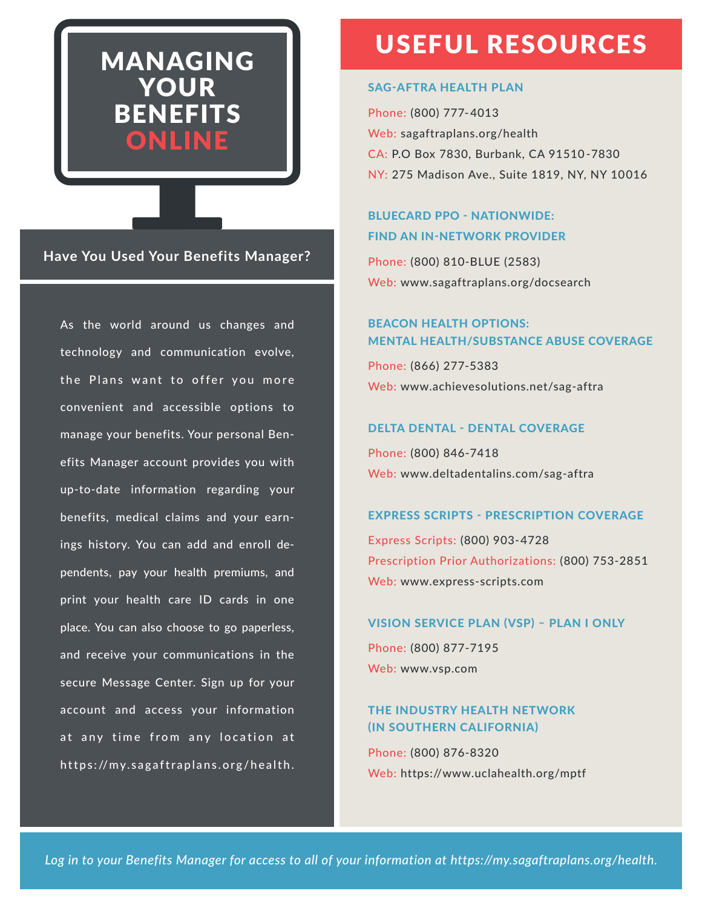# MANAGING YOUR BENEFITS ONLINE

**Have You Used Your Benefits Manager?**

As the world around us changes and technology and communication evolve, the Plans want to offer you more convenient and accessible options to manage your benefits. Your personal Benefits Manager account provides you with up-to-date information regarding your benefits, medical claims and your earnings history. You can add and enroll dependents, pay your health premiums, and print your health care ID cards in one place. You can also choose to go paperless, and receive your communications in the secure Message Center. Sign up for your account and access your information at any time from any location at https://my.sagaftraplans.org/health.

# USEFUL RESOURCES

### SAG-AFTRA HEALTH PLAN

Phone: (800) 777-4013
Web: sagaftraplans.org/health
CA: P.O Box 7830, Burbank, CA 91510-7830
NY: 275 Madison Ave., Suite 1819, NY, NY 10016

### BLUECARD PPO - NATIONWIDE: FIND AN IN-NETWORK PROVIDER

Phone: (800) 810-BLUE (2583)
Web: www.sagaftraplans.org/docsearch

### BEACON HEALTH OPTIONS: MENTAL HEALTH/SUBSTANCE ABUSE COVERAGE

Phone: (866) 277-5383
Web: www.achievesolutions.net/sag-aftra

### DELTA DENTAL - DENTAL COVERAGE

Phone: (800) 846-7418
Web: www.deltadentalins.com/sag-aftra

### EXPRESS SCRIPTS - PRESCRIPTION COVERAGE

Express Scripts: (800) 903-4728
Prescription Prior Authorizations: (800) 753-2851
Web: www.express-scripts.com

### VISION SERVICE PLAN (VSP) – PLAN I ONLY

Phone: (800) 877-7195
Web: www.vsp.com

### THE INDUSTRY HEALTH NETWORK (IN SOUTHERN CALIFORNIA)

Phone: (800) 876-8320
Web: https://www.uclahealth.org/mptf

*Log in to your Benefits Manager for access to all of your information at https://my.sagaftraplans.org/health.*